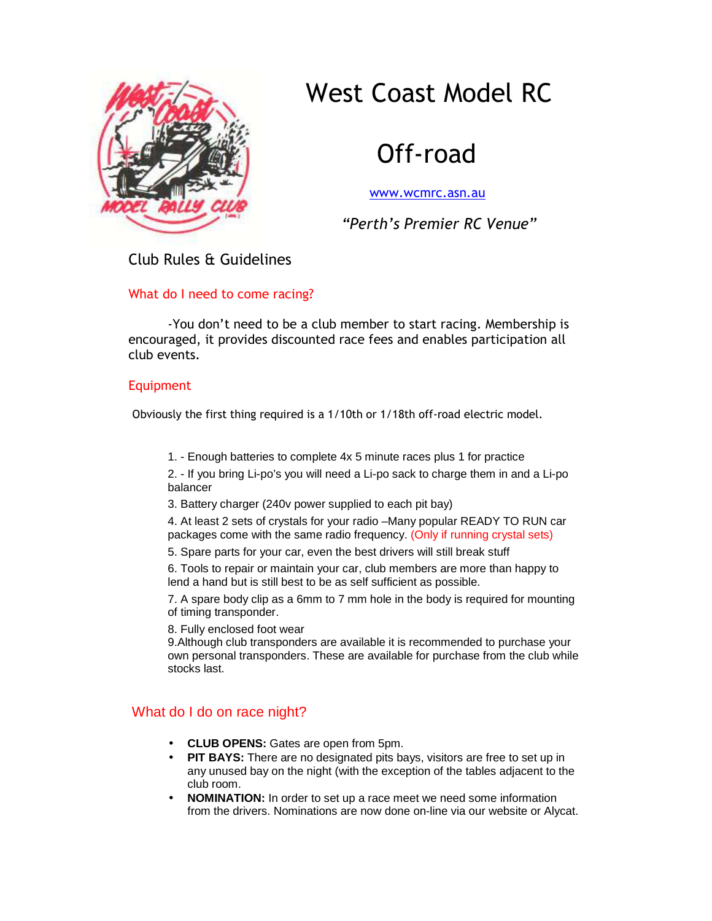# West Coast Model RC

# Off-road

www.wcmrc.asn.au

*"Perth's Premier RC Venue"*

## Club Rules & Guidelines

### What do I need to come racing?

-You don't need to be a club member to start racing. Membership is encouraged, it provides discounted race fees and enables participation all club events.

### Equipment

Obviously the first thing required is a 1/10th or 1/18th off-road electric model.

1. - Enough batteries to complete 4x 5 minute races plus 1 for practice
2. - If you bring Li-po's you will need a Li-po sack to charge them in and a Li-po balancer
3. Battery charger (240v power supplied to each pit bay)
4. At least 2 sets of crystals for your radio –Many popular READY TO RUN car packages come with the same radio frequency. (Only if running crystal sets)
5. Spare parts for your car, even the best drivers will still break stuff
6. Tools to repair or maintain your car, club members are more than happy to lend a hand but is still best to be as self sufficient as possible.
7. A spare body clip as a 6mm to 7 mm hole in the body is required for mounting of timing transponder.
8. Fully enclosed foot wear
9. Although club transponders are available it is recommended to purchase your own personal transponders. These are available for purchase from the club while stocks last.

### What do I do on race night?

- **CLUB OPENS:** Gates are open from 5pm.
- **PIT BAYS:** There are no designated pits bays, visitors are free to set up in any unused bay on the night (with the exception of the tables adjacent to the club room.
- **NOMINATION:** In order to set up a race meet we need some information from the drivers. Nominations are now done on-line via our website or Alycat.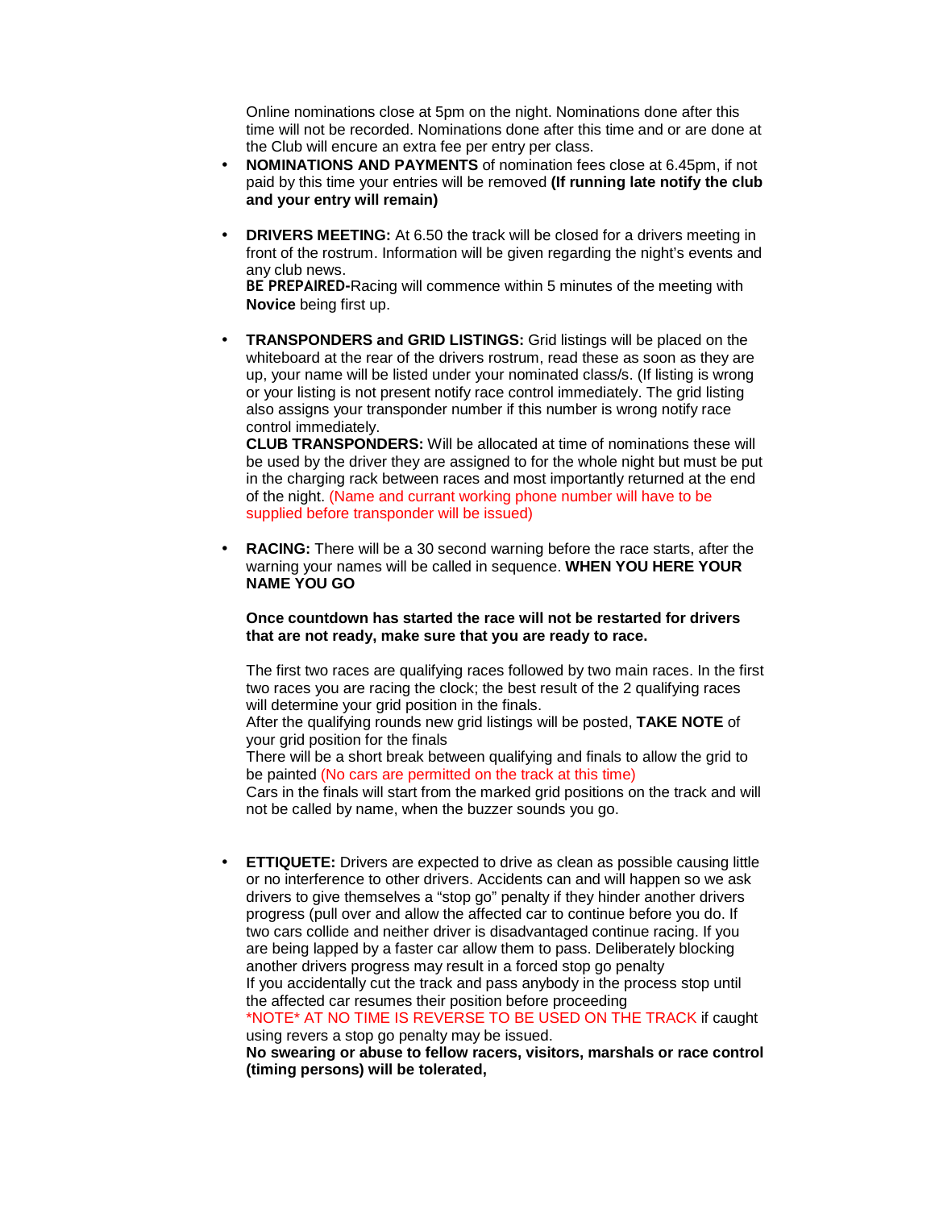Online nominations close at 5pm on the night. Nominations done after this time will not be recorded. Nominations done after this time and or are done at the Club will encure an extra fee per entry per class.

- **NOMINATIONS AND PAYMENTS** of nomination fees close at 6.45pm, if not paid by this time your entries will be removed **(If running late notify the club and your entry will remain)**

- **DRIVERS MEETING:** At 6.50 the track will be closed for a drivers meeting in front of the rostrum. Information will be given regarding the night's events and any club news.
  **BE PREPAIRED-**Racing will commence within 5 minutes of the meeting with **Novice** being first up.

- **TRANSPONDERS and GRID LISTINGS:** Grid listings will be placed on the whiteboard at the rear of the drivers rostrum, read these as soon as they are up, your name will be listed under your nominated class/s. (If listing is wrong or your listing is not present notify race control immediately. The grid listing also assigns your transponder number if this number is wrong notify race control immediately.
  **CLUB TRANSPONDERS:** Will be allocated at time of nominations these will be used by the driver they are assigned to for the whole night but must be put in the charging rack between races and most importantly returned at the end of the night. (Name and currant working phone number will have to be supplied before transponder will be issued)

- **RACING:** There will be a 30 second warning before the race starts, after the warning your names will be called in sequence. **WHEN YOU HERE YOUR NAME YOU GO**

  **Once countdown has started the race will not be restarted for drivers that are not ready, make sure that you are ready to race.**

  The first two races are qualifying races followed by two main races. In the first two races you are racing the clock; the best result of the 2 qualifying races will determine your grid position in the finals.
  After the qualifying rounds new grid listings will be posted, **TAKE NOTE** of your grid position for the finals
  There will be a short break between qualifying and finals to allow the grid to be painted (No cars are permitted on the track at this time)
  Cars in the finals will start from the marked grid positions on the track and will not be called by name, when the buzzer sounds you go.

- **ETTIQUETE:** Drivers are expected to drive as clean as possible causing little or no interference to other drivers. Accidents can and will happen so we ask drivers to give themselves a "stop go" penalty if they hinder another drivers progress (pull over and allow the affected car to continue before you do. If two cars collide and neither driver is disadvantaged continue racing. If you are being lapped by a faster car allow them to pass. Deliberately blocking another drivers progress may result in a forced stop go penalty
  If you accidentally cut the track and pass anybody in the process stop until the affected car resumes their position before proceeding
  *NOTE* AT NO TIME IS REVERSE TO BE USED ON THE TRACK if caught using revers a stop go penalty may be issued.
  **No swearing or abuse to fellow racers, visitors, marshals or race control (timing persons) will be tolerated,**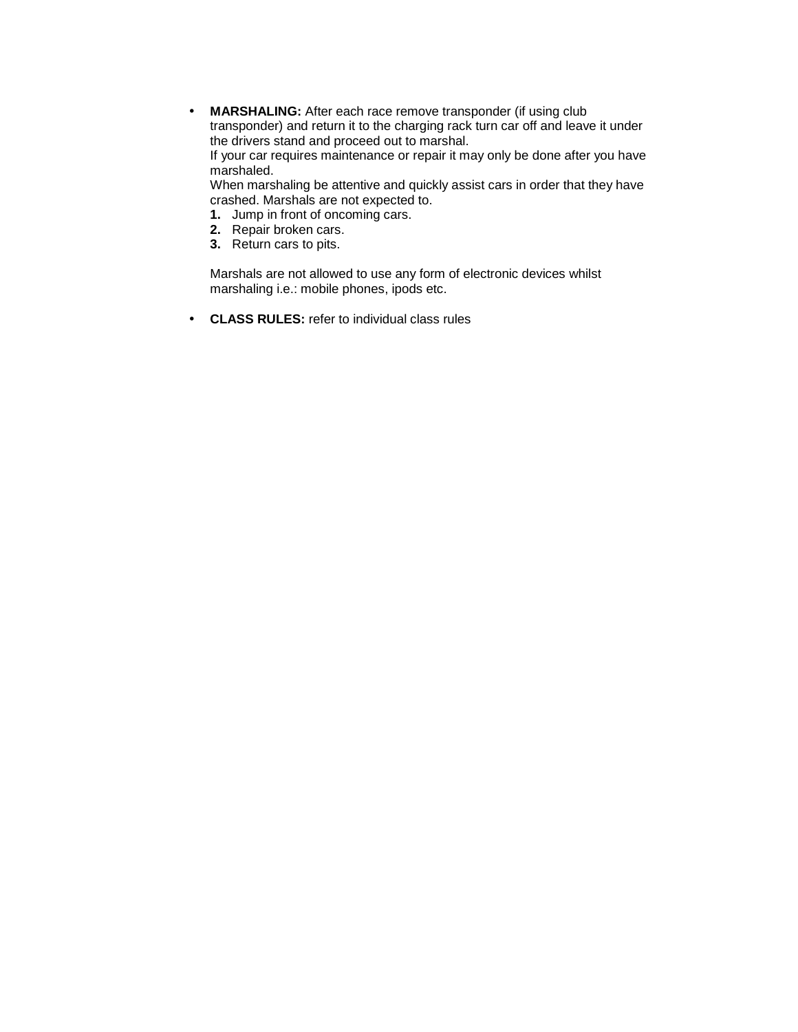- **MARSHALING:** After each race remove transponder (if using club transponder) and return it to the charging rack turn car off and leave it under the drivers stand and proceed out to marshal.
  If your car requires maintenance or repair it may only be done after you have marshaled.
  When marshaling be attentive and quickly assist cars in order that they have crashed. Marshals are not expected to.
  **1.** Jump in front of oncoming cars.
  **2.** Repair broken cars.
  **3.** Return cars to pits.

  Marshals are not allowed to use any form of electronic devices whilst marshaling i.e.: mobile phones, ipods etc.

- **CLASS RULES:** refer to individual class rules